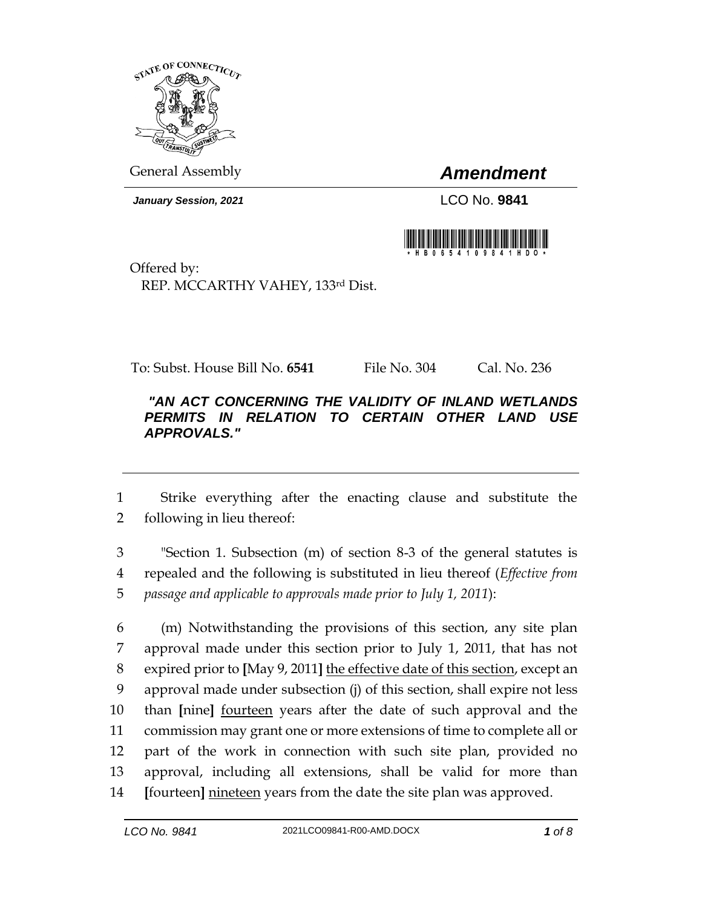General Assembly

# *Amendment*

***January Session, 2021***

LCO No. **9841**

Offered by:
REP. MCCARTHY VAHEY, 133rd Dist.

To: Subst. House Bill No. **6541** File No. 304 Cal. No. 236

***"AN ACT CONCERNING THE VALIDITY OF INLAND WETLANDS PERMITS IN RELATION TO CERTAIN OTHER LAND USE APPROVALS."***

---

1 Strike everything after the enacting clause and substitute the
2 following in lieu thereof:

3 "Section 1. Subsection (m) of section 8-3 of the general statutes is
4 repealed and the following is substituted in lieu thereof (*Effective from*
5 *passage and applicable to approvals made prior to July 1, 2011*):

6 (m) Notwithstanding the provisions of this section, any site plan
7 approval made under this section prior to July 1, 2011, that has not
8 expired prior to **[**May 9, 2011**]** <u>the effective date of this section</u>, except an
9 approval made under subsection (j) of this section, shall expire not less
10 than **[**nine**]** <u>fourteen</u> years after the date of such approval and the
11 commission may grant one or more extensions of time to complete all or
12 part of the work in connection with such site plan, provided no
13 approval, including all extensions, shall be valid for more than
14 **[**fourteen**]** <u>nineteen</u> years from the date the site plan was approved.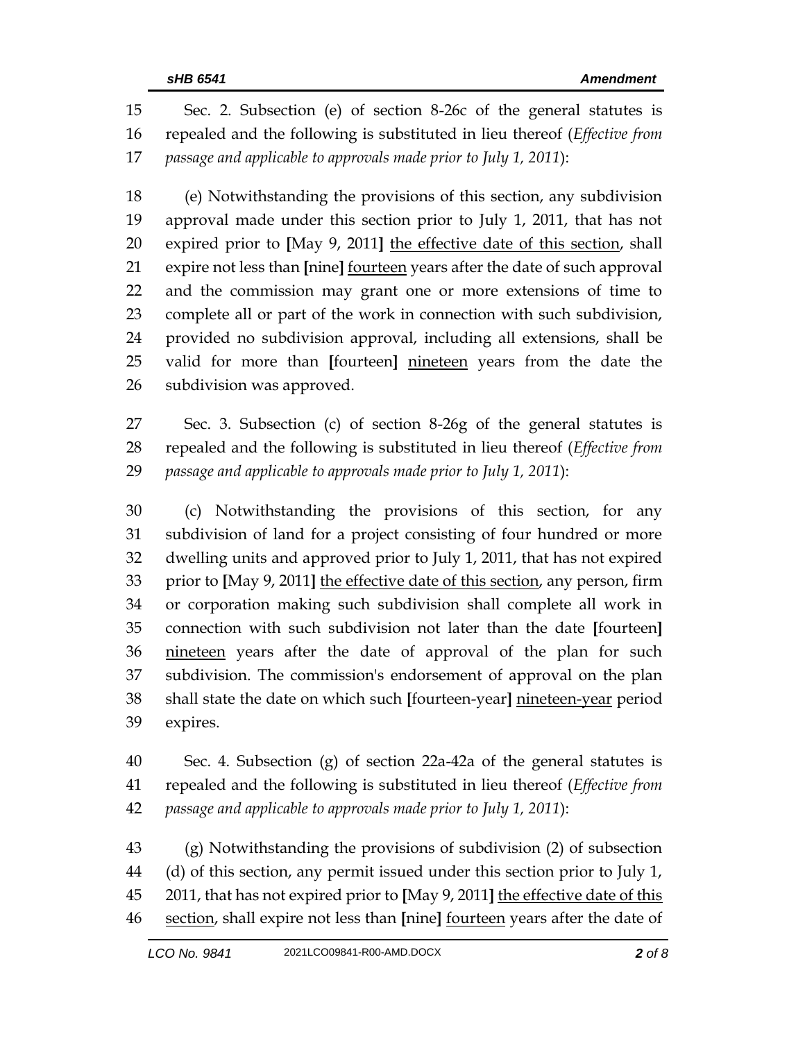Sec. 2. Subsection (e) of section 8-26c of the general statutes is repealed and the following is substituted in lieu thereof (*Effective from passage and applicable to approvals made prior to July 1, 2011*):

(e) Notwithstanding the provisions of this section, any subdivision approval made under this section prior to July 1, 2011, that has not expired prior to **[**May 9, 2011**]** <u>the effective date of this section</u>, shall expire not less than **[**nine**]** <u>fourteen</u> years after the date of such approval and the commission may grant one or more extensions of time to complete all or part of the work in connection with such subdivision, provided no subdivision approval, including all extensions, shall be valid for more than **[**fourteen**]** <u>nineteen</u> years from the date the subdivision was approved.

Sec. 3. Subsection (c) of section 8-26g of the general statutes is repealed and the following is substituted in lieu thereof (*Effective from passage and applicable to approvals made prior to July 1, 2011*):

(c) Notwithstanding the provisions of this section, for any subdivision of land for a project consisting of four hundred or more dwelling units and approved prior to July 1, 2011, that has not expired prior to **[**May 9, 2011**]** <u>the effective date of this section</u>, any person, firm or corporation making such subdivision shall complete all work in connection with such subdivision not later than the date **[**fourteen**]** <u>nineteen</u> years after the date of approval of the plan for such subdivision. The commission's endorsement of approval on the plan shall state the date on which such **[**fourteen-year**]** <u>nineteen-year</u> period expires.

Sec. 4. Subsection (g) of section 22a-42a of the general statutes is repealed and the following is substituted in lieu thereof (*Effective from passage and applicable to approvals made prior to July 1, 2011*):

(g) Notwithstanding the provisions of subdivision (2) of subsection (d) of this section, any permit issued under this section prior to July 1, 2011, that has not expired prior to **[**May 9, 2011**]** <u>the effective date of this section</u>, shall expire not less than **[**nine**]** <u>fourteen</u> years after the date of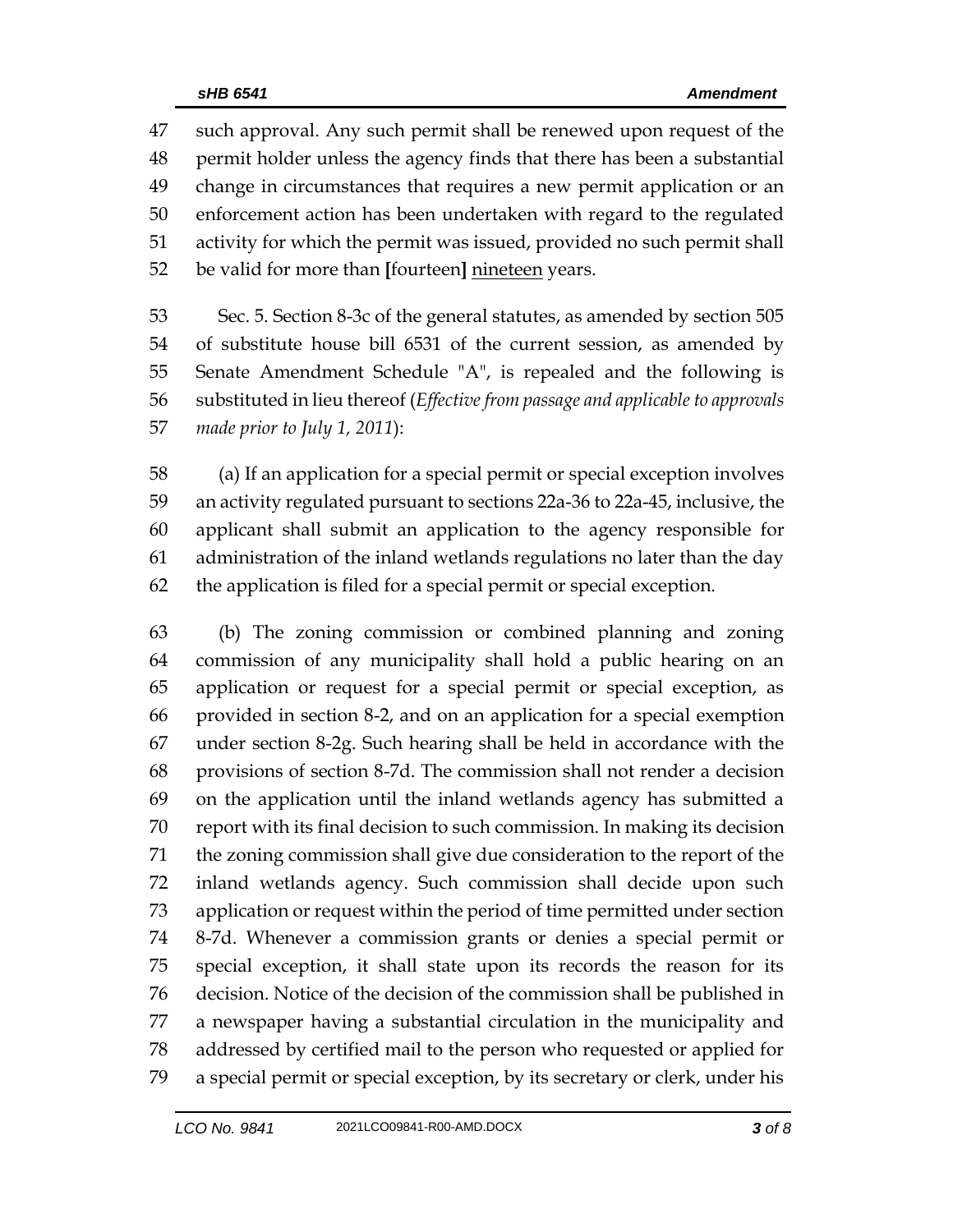such approval. Any such permit shall be renewed upon request of the permit holder unless the agency finds that there has been a substantial change in circumstances that requires a new permit application or an enforcement action has been undertaken with regard to the regulated activity for which the permit was issued, provided no such permit shall be valid for more than **[**fourteen**]** <u>nineteen</u> years.

Sec. 5. Section 8-3c of the general statutes, as amended by section 505 of substitute house bill 6531 of the current session, as amended by Senate Amendment Schedule "A", is repealed and the following is substituted in lieu thereof (*Effective from passage and applicable to approvals made prior to July 1, 2011*):

(a) If an application for a special permit or special exception involves an activity regulated pursuant to sections 22a-36 to 22a-45, inclusive, the applicant shall submit an application to the agency responsible for administration of the inland wetlands regulations no later than the day the application is filed for a special permit or special exception.

(b) The zoning commission or combined planning and zoning commission of any municipality shall hold a public hearing on an application or request for a special permit or special exception, as provided in section 8-2, and on an application for a special exemption under section 8-2g. Such hearing shall be held in accordance with the provisions of section 8-7d. The commission shall not render a decision on the application until the inland wetlands agency has submitted a report with its final decision to such commission. In making its decision the zoning commission shall give due consideration to the report of the inland wetlands agency. Such commission shall decide upon such application or request within the period of time permitted under section 8-7d. Whenever a commission grants or denies a special permit or special exception, it shall state upon its records the reason for its decision. Notice of the decision of the commission shall be published in a newspaper having a substantial circulation in the municipality and addressed by certified mail to the person who requested or applied for a special permit or special exception, by its secretary or clerk, under his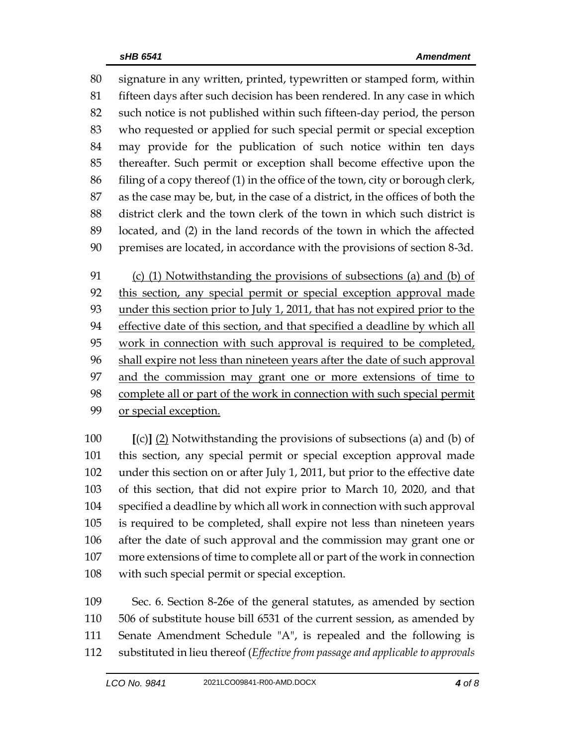signature in any written, printed, typewritten or stamped form, within fifteen days after such decision has been rendered. In any case in which such notice is not published within such fifteen-day period, the person who requested or applied for such special permit or special exception may provide for the publication of such notice within ten days thereafter. Such permit or exception shall become effective upon the filing of a copy thereof (1) in the office of the town, city or borough clerk, as the case may be, but, in the case of a district, in the offices of both the district clerk and the town clerk of the town in which such district is located, and (2) in the land records of the town in which the affected premises are located, in accordance with the provisions of section 8-3d.

<u>(c) (1) Notwithstanding the provisions of subsections (a) and (b) of this section, any special permit or special exception approval made under this section prior to July 1, 2011, that has not expired prior to the effective date of this section, and that specified a deadline by which all work in connection with such approval is required to be completed, shall expire not less than nineteen years after the date of such approval and the commission may grant one or more extensions of time to complete all or part of the work in connection with such special permit or special exception.</u>

**[**(c)**]** <u>(2)</u> Notwithstanding the provisions of subsections (a) and (b) of this section, any special permit or special exception approval made under this section on or after July 1, 2011, but prior to the effective date of this section, that did not expire prior to March 10, 2020, and that specified a deadline by which all work in connection with such approval is required to be completed, shall expire not less than nineteen years after the date of such approval and the commission may grant one or more extensions of time to complete all or part of the work in connection with such special permit or special exception.

Sec. 6. Section 8-26e of the general statutes, as amended by section 506 of substitute house bill 6531 of the current session, as amended by Senate Amendment Schedule "A", is repealed and the following is substituted in lieu thereof (*Effective from passage and applicable to approvals*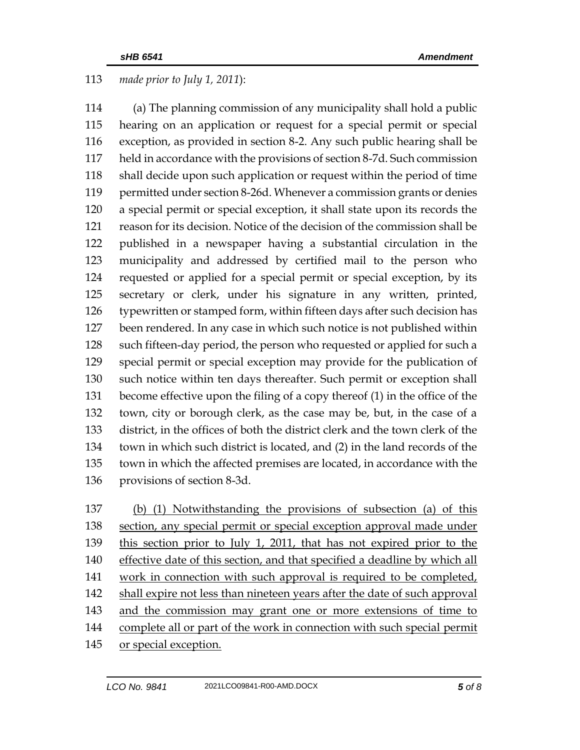113 *made prior to July 1, 2011*):

114 (a) The planning commission of any municipality shall hold a public
115 hearing on an application or request for a special permit or special
116 exception, as provided in section 8-2. Any such public hearing shall be
117 held in accordance with the provisions of section 8-7d. Such commission
118 shall decide upon such application or request within the period of time
119 permitted under section 8-26d. Whenever a commission grants or denies
120 a special permit or special exception, it shall state upon its records the
121 reason for its decision. Notice of the decision of the commission shall be
122 published in a newspaper having a substantial circulation in the
123 municipality and addressed by certified mail to the person who
124 requested or applied for a special permit or special exception, by its
125 secretary or clerk, under his signature in any written, printed,
126 typewritten or stamped form, within fifteen days after such decision has
127 been rendered. In any case in which such notice is not published within
128 such fifteen-day period, the person who requested or applied for such a
129 special permit or special exception may provide for the publication of
130 such notice within ten days thereafter. Such permit or exception shall
131 become effective upon the filing of a copy thereof (1) in the office of the
132 town, city or borough clerk, as the case may be, but, in the case of a
133 district, in the offices of both the district clerk and the town clerk of the
134 town in which such district is located, and (2) in the land records of the
135 town in which the affected premises are located, in accordance with the
136 provisions of section 8-3d.

137 <u>(b) (1) Notwithstanding the provisions of subsection (a) of this</u>
138 <u>section, any special permit or special exception approval made under</u>
139 <u>this section prior to July 1, 2011, that has not expired prior to the</u>
140 <u>effective date of this section, and that specified a deadline by which all</u>
141 <u>work in connection with such approval is required to be completed,</u>
142 <u>shall expire not less than nineteen years after the date of such approval</u>
143 <u>and the commission may grant one or more extensions of time to</u>
144 <u>complete all or part of the work in connection with such special permit</u>
145 <u>or special exception.</u>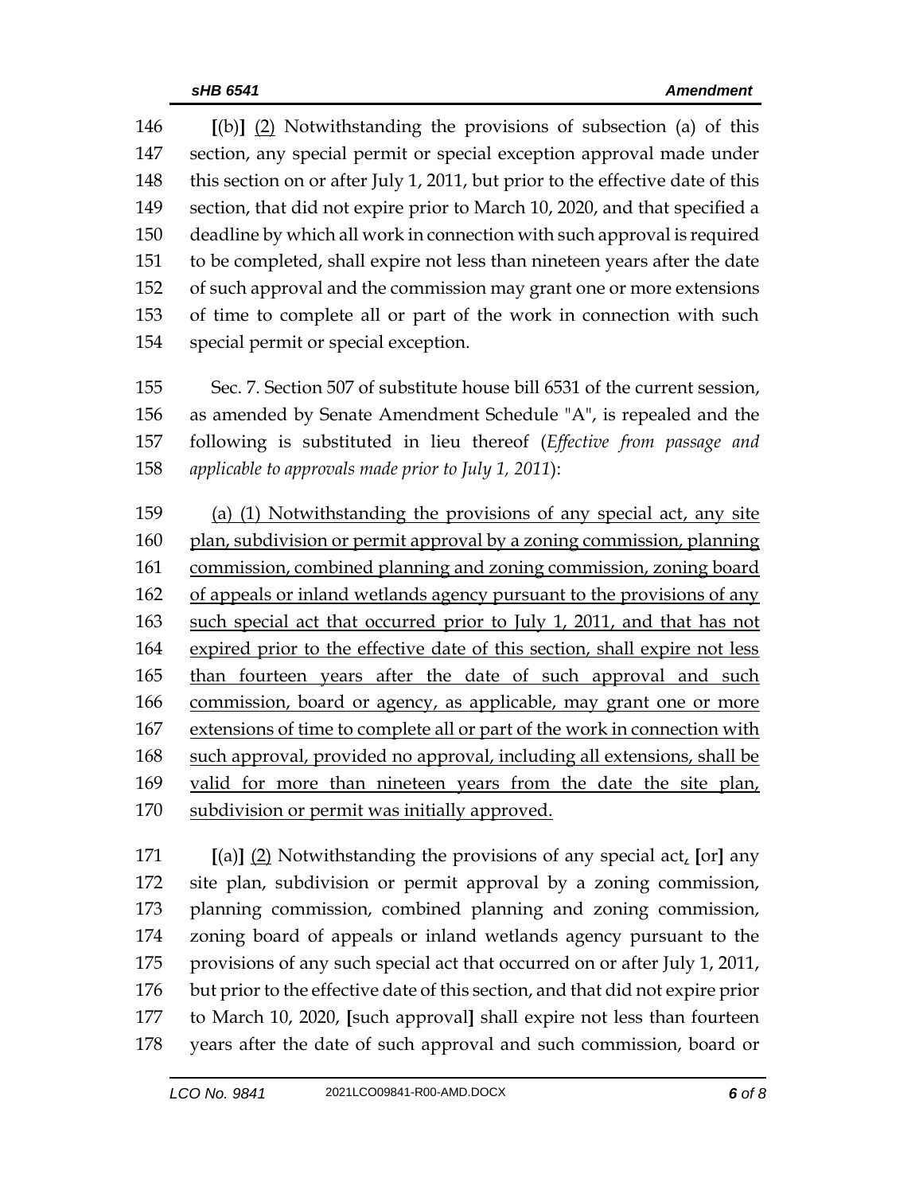[(b)] (2) Notwithstanding the provisions of subsection (a) of this section, any special permit or special exception approval made under this section on or after July 1, 2011, but prior to the effective date of this section, that did not expire prior to March 10, 2020, and that specified a deadline by which all work in connection with such approval is required to be completed, shall expire not less than nineteen years after the date of such approval and the commission may grant one or more extensions of time to complete all or part of the work in connection with such special permit or special exception.

Sec. 7. Section 507 of substitute house bill 6531 of the current session, as amended by Senate Amendment Schedule "A", is repealed and the following is substituted in lieu thereof (*Effective from passage and applicable to approvals made prior to July 1, 2011*):

(a) (1) Notwithstanding the provisions of any special act, any site plan, subdivision or permit approval by a zoning commission, planning commission, combined planning and zoning commission, zoning board of appeals or inland wetlands agency pursuant to the provisions of any such special act that occurred prior to July 1, 2011, and that has not expired prior to the effective date of this section, shall expire not less than fourteen years after the date of such approval and such commission, board or agency, as applicable, may grant one or more extensions of time to complete all or part of the work in connection with such approval, provided no approval, including all extensions, shall be valid for more than nineteen years from the date the site plan, subdivision or permit was initially approved.

[(a)] (2) Notwithstanding the provisions of any special act, [or] any site plan, subdivision or permit approval by a zoning commission, planning commission, combined planning and zoning commission, zoning board of appeals or inland wetlands agency pursuant to the provisions of any such special act that occurred on or after July 1, 2011, but prior to the effective date of this section, and that did not expire prior to March 10, 2020, [such approval] shall expire not less than fourteen years after the date of such approval and such commission, board or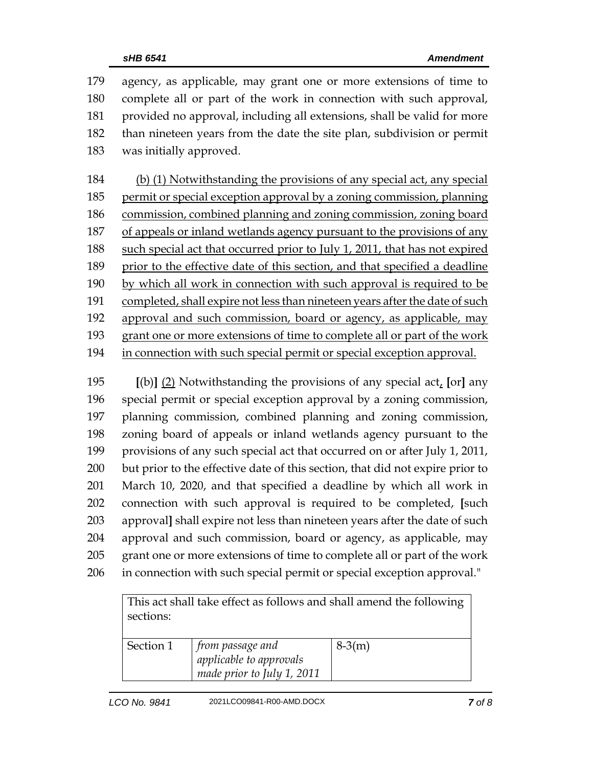179 agency, as applicable, may grant one or more extensions of time to
180 complete all or part of the work in connection with such approval,
181 provided no approval, including all extensions, shall be valid for more
182 than nineteen years from the date the site plan, subdivision or permit
183 was initially approved.

184 <u>(b) (1) Notwithstanding the provisions of any special act, any special</u>
185 <u>permit or special exception approval by a zoning commission, planning</u>
186 <u>commission, combined planning and zoning commission, zoning board</u>
187 <u>of appeals or inland wetlands agency pursuant to the provisions of any</u>
188 <u>such special act that occurred prior to July 1, 2011, that has not expired</u>
189 <u>prior to the effective date of this section, and that specified a deadline</u>
190 <u>by which all work in connection with such approval is required to be</u>
191 <u>completed, shall expire not less than nineteen years after the date of such</u>
192 <u>approval and such commission, board or agency, as applicable, may</u>
193 <u>grant one or more extensions of time to complete all or part of the work</u>
194 <u>in connection with such special permit or special exception approval.</u>

195 **[**(b)**]** <u>(2)</u> Notwithstanding the provisions of any special act<u>,</u> **[**or**]** any
196 special permit or special exception approval by a zoning commission,
197 planning commission, combined planning and zoning commission,
198 zoning board of appeals or inland wetlands agency pursuant to the
199 provisions of any such special act that occurred on or after July 1, 2011,
200 but prior to the effective date of this section, that did not expire prior to
201 March 10, 2020, and that specified a deadline by which all work in
202 connection with such approval is required to be completed, **[**such
203 approval**]** shall expire not less than nineteen years after the date of such
204 approval and such commission, board or agency, as applicable, may
205 grant one or more extensions of time to complete all or part of the work
206 in connection with such special permit or special exception approval."

| This act shall take effect as follows and shall amend the following sections: | | |
|---|---|---|
| Section 1 | *from passage and applicable to approvals made prior to July 1, 2011* | 8-3(m) |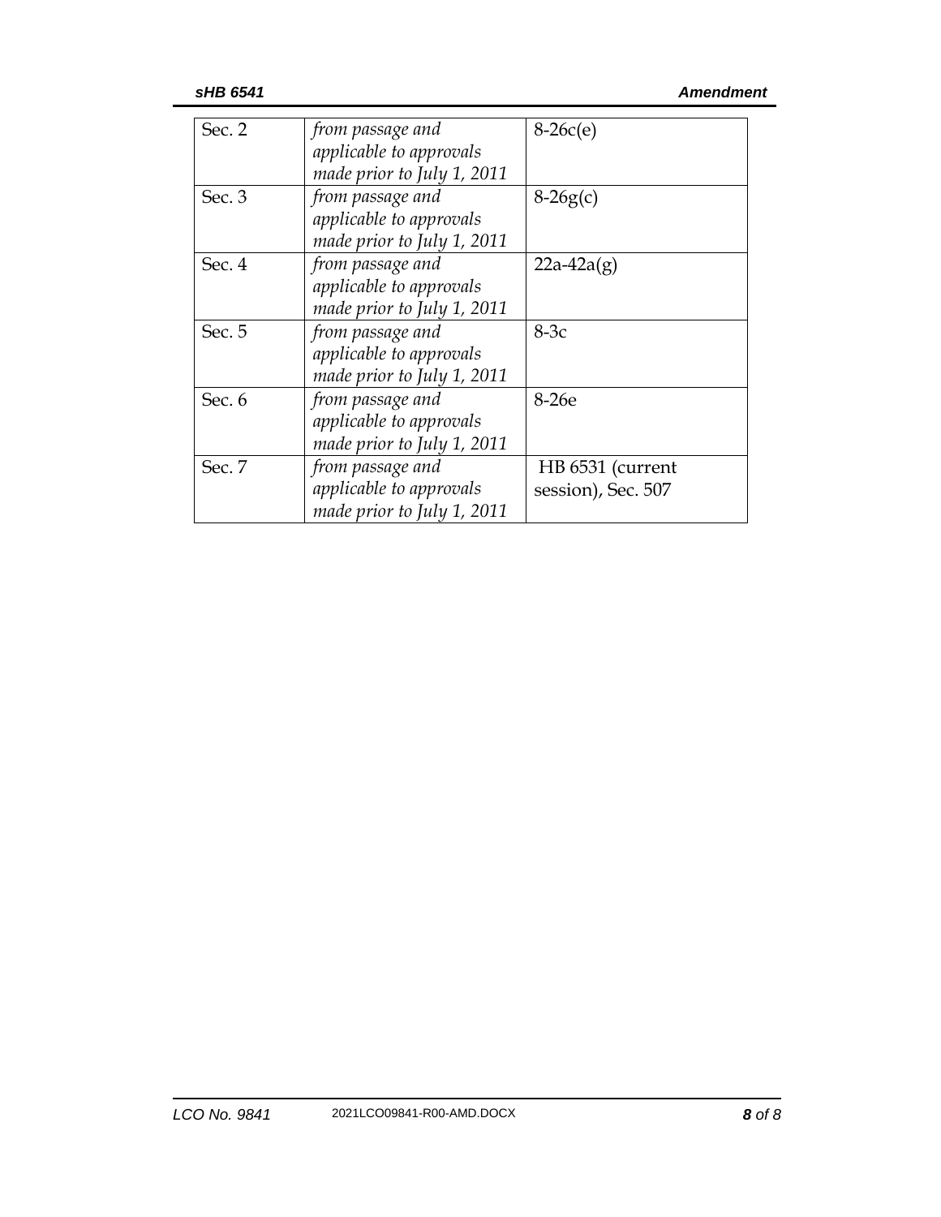| | | |
|---|---|---|
| Sec. 2 | *from passage and applicable to approvals made prior to July 1, 2011* | 8-26c(e) |
| Sec. 3 | *from passage and applicable to approvals made prior to July 1, 2011* | 8-26g(c) |
| Sec. 4 | *from passage and applicable to approvals made prior to July 1, 2011* | 22a-42a(g) |
| Sec. 5 | *from passage and applicable to approvals made prior to July 1, 2011* | 8-3c |
| Sec. 6 | *from passage and applicable to approvals made prior to July 1, 2011* | 8-26e |
| Sec. 7 | *from passage and applicable to approvals made prior to July 1, 2011* | HB 6531 (current session), Sec. 507 |